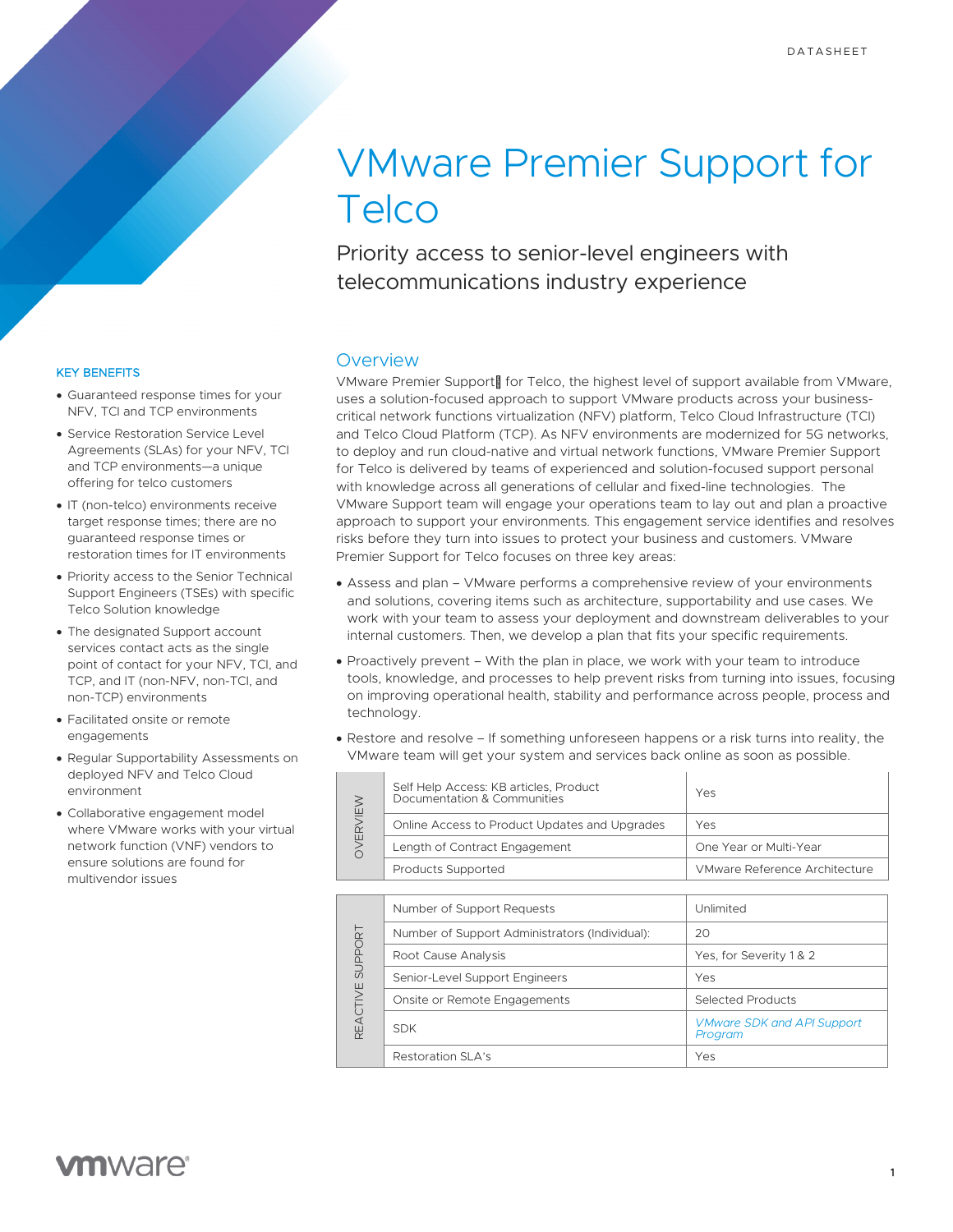DATASHEET

# VMware Premier Support for Telco

Priority access to senior-level engineers with telecommunications industry experience

## Overview

VMware Premier Support for Telco, the highest level of support available from VMware, uses a solution-focused approach to support VMware products across your business-critical network functions virtualization (NFV) platform, Telco Cloud Infrastructure (TCI) and Telco Cloud Platform (TCP). As NFV environments are modernized for 5G networks, to deploy and run cloud-native and virtual network functions, VMware Premier Support for Telco is delivered by teams of experienced and solution-focused support personal with knowledge across all generations of cellular and fixed-line technologies. The VMware Support team will engage your operations team to lay out and plan a proactive approach to support your environments. This engagement service identifies and resolves risks before they turn into issues to protect your business and customers. VMware Premier Support for Telco focuses on three key areas:

- Assess and plan – VMware performs a comprehensive review of your environments and solutions, covering items such as architecture, supportability and use cases. We work with your team to assess your deployment and downstream deliverables to your internal customers. Then, we develop a plan that fits your specific requirements.
- Proactively prevent – With the plan in place, we work with your team to introduce tools, knowledge, and processes to help prevent risks from turning into issues, focusing on improving operational health, stability and performance across people, process and technology.
- Restore and resolve – If something unforeseen happens or a risk turns into reality, the VMware team will get your system and services back online as soon as possible.

| | | |
|---|---|---|
| OVERVIEW | Self Help Access: KB articles, Product Documentation & Communities | Yes |
| | Online Access to Product Updates and Upgrades | Yes |
| | Length of Contract Engagement | One Year or Multi-Year |
| | Products Supported | VMware Reference Architecture |

| | | |
|---|---|---|
| REACTIVE SUPPORT | Number of Support Requests | Unlimited |
| | Number of Support Administrators (Individual): | 20 |
| | Root Cause Analysis | Yes, for Severity 1 & 2 |
| | Senior-Level Support Engineers | Yes |
| | Onsite or Remote Engagements | Selected Products |
| | SDK | *VMware SDK and API Support Program* |
| | Restoration SLA's | Yes |

### KEY BENEFITS

- Guaranteed response times for your NFV, TCI and TCP environments
- Service Restoration Service Level Agreements (SLAs) for your NFV, TCI and TCP environments—a unique offering for telco customers
- IT (non-telco) environments receive target response times; there are no guaranteed response times or restoration times for IT environments
- Priority access to the Senior Technical Support Engineers (TSEs) with specific Telco Solution knowledge
- The designated Support account services contact acts as the single point of contact for your NFV, TCI, and TCP, and IT (non-NFV, non-TCI, and non-TCP) environments
- Facilitated onsite or remote engagements
- Regular Supportability Assessments on deployed NFV and Telco Cloud environment
- Collaborative engagement model where VMware works with your virtual network function (VNF) vendors to ensure solutions are found for multivendor issues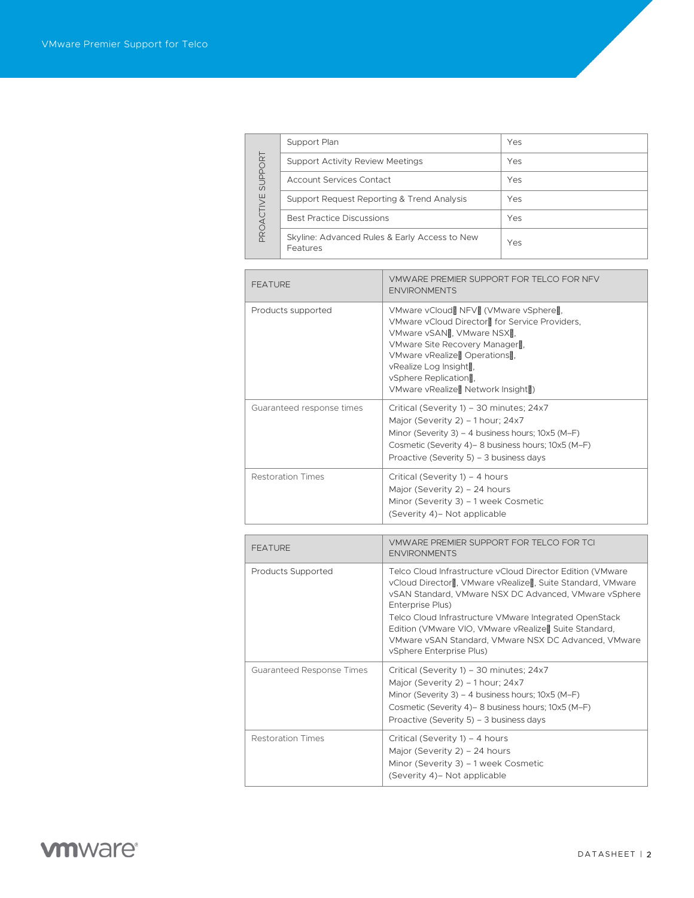| PROACTIVE SUPPORT | | |
|---|---|---|
| | Support Plan | Yes |
| | Support Activity Review Meetings | Yes |
| | Account Services Contact | Yes |
| | Support Request Reporting & Trend Analysis | Yes |
| | Best Practice Discussions | Yes |
| | Skyline: Advanced Rules & Early Access to New Features | Yes |

| FEATURE | VMWARE PREMIER SUPPORT FOR TELCO FOR NFV ENVIRONMENTS |
|---|---|
| Products supported | VMware vCloud NFV (VMware vSphere, VMware vCloud Director for Service Providers, VMware vSAN, VMware NSX, VMware Site Recovery Manager, VMware vRealize Operations, vRealize Log Insight, vSphere Replication, VMware vRealize Network Insight) |
| Guaranteed response times | Critical (Severity 1) – 30 minutes; 24x7<br>Major (Severity 2) – 1 hour; 24x7<br>Minor (Severity 3) – 4 business hours; 10x5 (M–F)<br>Cosmetic (Severity 4)– 8 business hours; 10x5 (M–F)<br>Proactive (Severity 5) – 3 business days |
| Restoration Times | Critical (Severity 1) – 4 hours<br>Major (Severity 2) – 24 hours<br>Minor (Severity 3) – 1 week Cosmetic<br>(Severity 4)– Not applicable |

| FEATURE | VMWARE PREMIER SUPPORT FOR TELCO FOR TCI ENVIRONMENTS |
|---|---|
| Products Supported | Telco Cloud Infrastructure vCloud Director Edition (VMware vCloud Director, VMware vRealize, Suite Standard, VMware vSAN Standard, VMware NSX DC Advanced, VMware vSphere Enterprise Plus)<br>Telco Cloud Infrastructure VMware Integrated OpenStack Edition (VMware VIO, VMware vRealize Suite Standard, VMware vSAN Standard, VMware NSX DC Advanced, VMware vSphere Enterprise Plus) |
| Guaranteed Response Times | Critical (Severity 1) – 30 minutes; 24x7<br>Major (Severity 2) – 1 hour; 24x7<br>Minor (Severity 3) – 4 business hours; 10x5 (M–F)<br>Cosmetic (Severity 4)– 8 business hours; 10x5 (M–F)<br>Proactive (Severity 5) – 3 business days |
| Restoration Times | Critical (Severity 1) – 4 hours<br>Major (Severity 2) – 24 hours<br>Minor (Severity 3) – 1 week Cosmetic<br>(Severity 4)– Not applicable |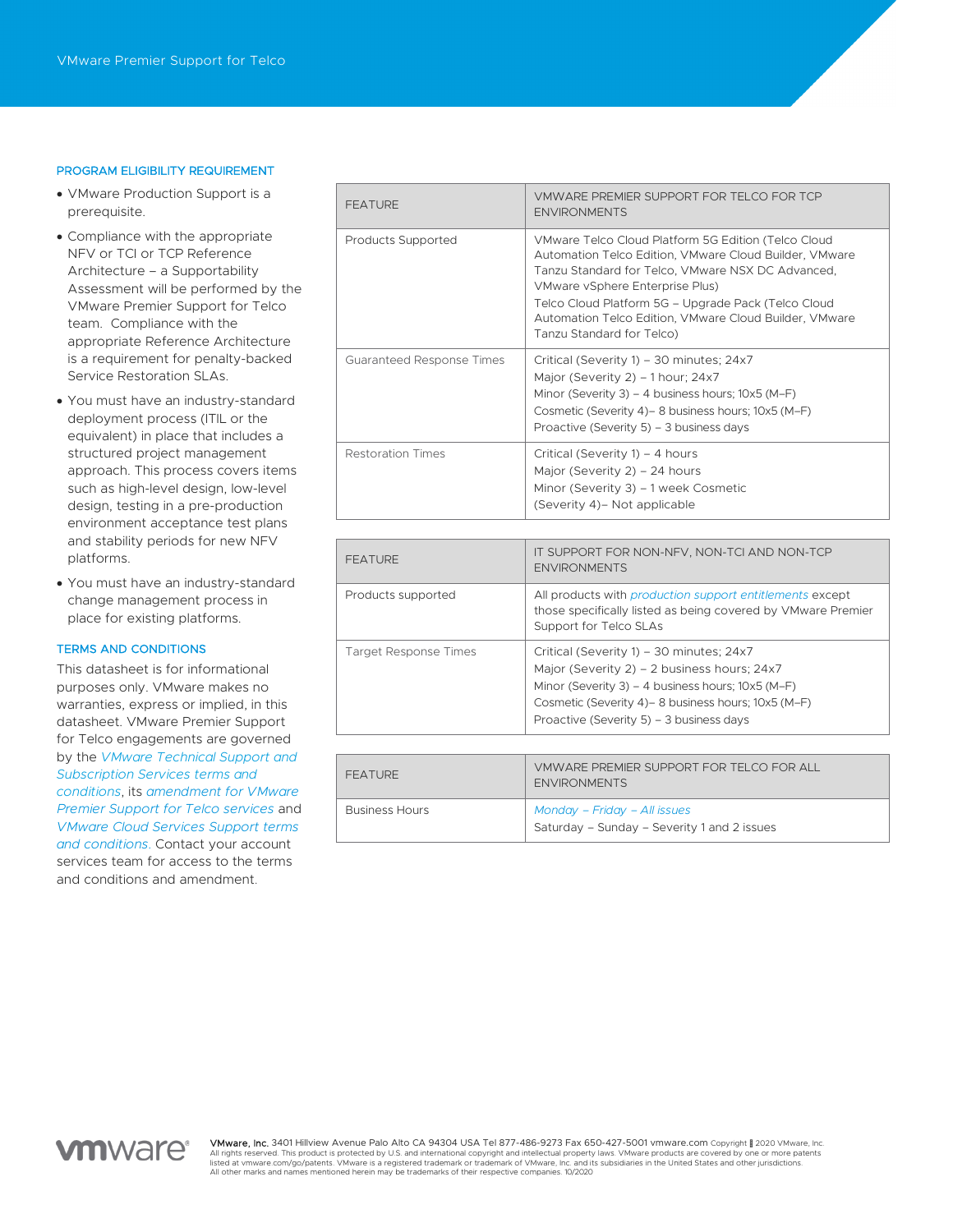## PROGRAM ELIGIBILITY REQUIREMENT

- VMware Production Support is a prerequisite.
- Compliance with the appropriate NFV or TCI or TCP Reference Architecture – a Supportability Assessment will be performed by the VMware Premier Support for Telco team. Compliance with the appropriate Reference Architecture is a requirement for penalty-backed Service Restoration SLAs.
- You must have an industry-standard deployment process (ITIL or the equivalent) in place that includes a structured project management approach. This process covers items such as high-level design, low-level design, testing in a pre-production environment acceptance test plans and stability periods for new NFV platforms.
- You must have an industry-standard change management process in place for existing platforms.

## TERMS AND CONDITIONS

This datasheet is for informational purposes only. VMware makes no warranties, express or implied, in this datasheet. VMware Premier Support for Telco engagements are governed by the *VMware Technical Support and Subscription Services terms and conditions*, its *amendment for VMware Premier Support for Telco services* and *VMware Cloud Services Support terms and conditions*. Contact your account services team for access to the terms and conditions and amendment.

| FEATURE | VMWARE PREMIER SUPPORT FOR TELCO FOR TCP ENVIRONMENTS |
|---|---|
| Products Supported | VMware Telco Cloud Platform 5G Edition (Telco Cloud Automation Telco Edition, VMware Cloud Builder, VMware Tanzu Standard for Telco, VMware NSX DC Advanced, VMware vSphere Enterprise Plus)<br>Telco Cloud Platform 5G – Upgrade Pack (Telco Cloud Automation Telco Edition, VMware Cloud Builder, VMware Tanzu Standard for Telco) |
| Guaranteed Response Times | Critical (Severity 1) – 30 minutes; 24x7<br>Major (Severity 2) – 1 hour; 24x7<br>Minor (Severity 3) – 4 business hours; 10x5 (M–F)<br>Cosmetic (Severity 4)– 8 business hours; 10x5 (M–F)<br>Proactive (Severity 5) – 3 business days |
| Restoration Times | Critical (Severity 1) – 4 hours<br>Major (Severity 2) – 24 hours<br>Minor (Severity 3) – 1 week Cosmetic<br>(Severity 4)– Not applicable |

| FEATURE | IT SUPPORT FOR NON-NFV, NON-TCI AND NON-TCP ENVIRONMENTS |
|---|---|
| Products supported | All products with *production support entitlements* except those specifically listed as being covered by VMware Premier Support for Telco SLAs |
| Target Response Times | Critical (Severity 1) – 30 minutes; 24x7<br>Major (Severity 2) – 2 business hours; 24x7<br>Minor (Severity 3) – 4 business hours; 10x5 (M–F)<br>Cosmetic (Severity 4)– 8 business hours; 10x5 (M–F)<br>Proactive (Severity 5) – 3 business days |

| FEATURE | VMWARE PREMIER SUPPORT FOR TELCO FOR ALL ENVIRONMENTS |
|---|---|
| Business Hours | *Monday – Friday – All issues*<br>Saturday – Sunday – Severity 1 and 2 issues |

**VMware, Inc.** 3401 Hillview Avenue Palo Alto CA 94304 USA Tel 877-486-9273 Fax 650-427-5001 vmware.com Copyright © 2020 VMware, Inc. All rights reserved. This product is protected by U.S. and international copyright and intellectual property laws. VMware products are covered by one or more patents listed at vmware.com/go/patents. VMware is a registered trademark or trademark of VMware, Inc. and its subsidiaries in the United States and other jurisdictions. All other marks and names mentioned herein may be trademarks of their respective companies. 10/2020